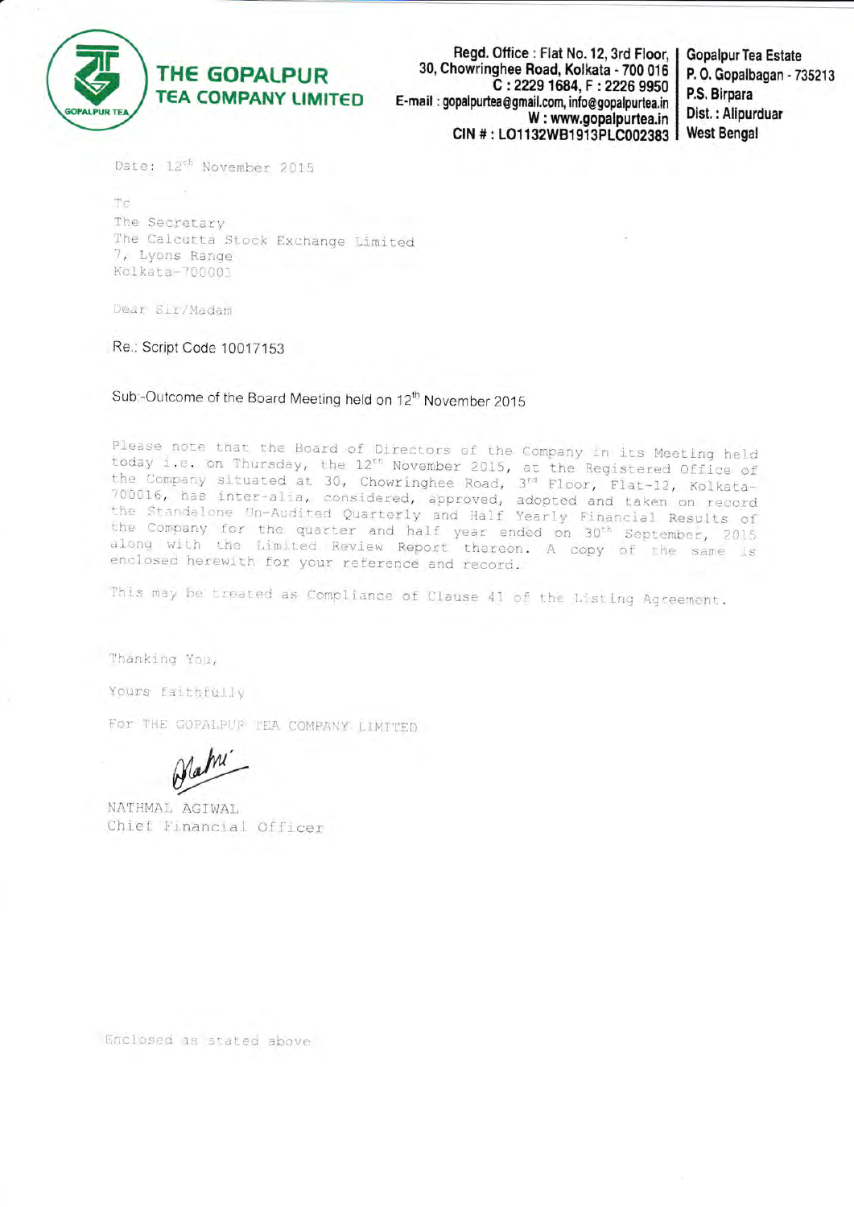# THE GOPALPUR TEA COMPANY LIMITED

**Regd. Office : Flat No. 12, 3rd Floor, 30, Chowringhee Road, Kolkata - 700 016**
**C : 2229 1684, F : 2226 9950**
**E-mail : gopalpurtea@gmail.com, info@gopalpurtea.in**
**W : www.gopalpurtea.in**
**CIN # : LO1132WB1913PLC002383**

**Gopalpur Tea Estate**
**P. O. Gopalbagan - 735213**
**P.S. Birpara**
**Dist. : Alipurduar**
**West Bengal**

Date: 12th November 2015

To
The Secretary
The Calcutta Stock Exchange Limited
7, Lyons Range
Kolkata-700001

Dear Sir/Madam

Re.: Script Code 10017153

Sub:-Outcome of the Board Meeting held on 12th November 2015

Please note that the Board of Directors of the Company in its Meeting held today i.e. on Thursday, the 12th November 2015, at the Registered Office of the Company situated at 30, Chowringhee Road, 3rd Floor, Flat-12, Kolkata-700016, has inter-alia, considered, approved, adopted and taken on record the Standalone Un-Audited Quarterly and Half Yearly Financial Results of the Company for the quarter and half year ended on 30th September, 2015 along with the Limited Review Report thereon. A copy of the same is enclosed herewith for your reference and record.

This may be treated as Compliance of Clause 41 of the Listing Agreement.

Thanking You,

Yours faithfully

For THE GOPALPUR TEA COMPANY LIMITED

NATHMAL AGIWAL
Chief Financial Officer

Enclosed as stated above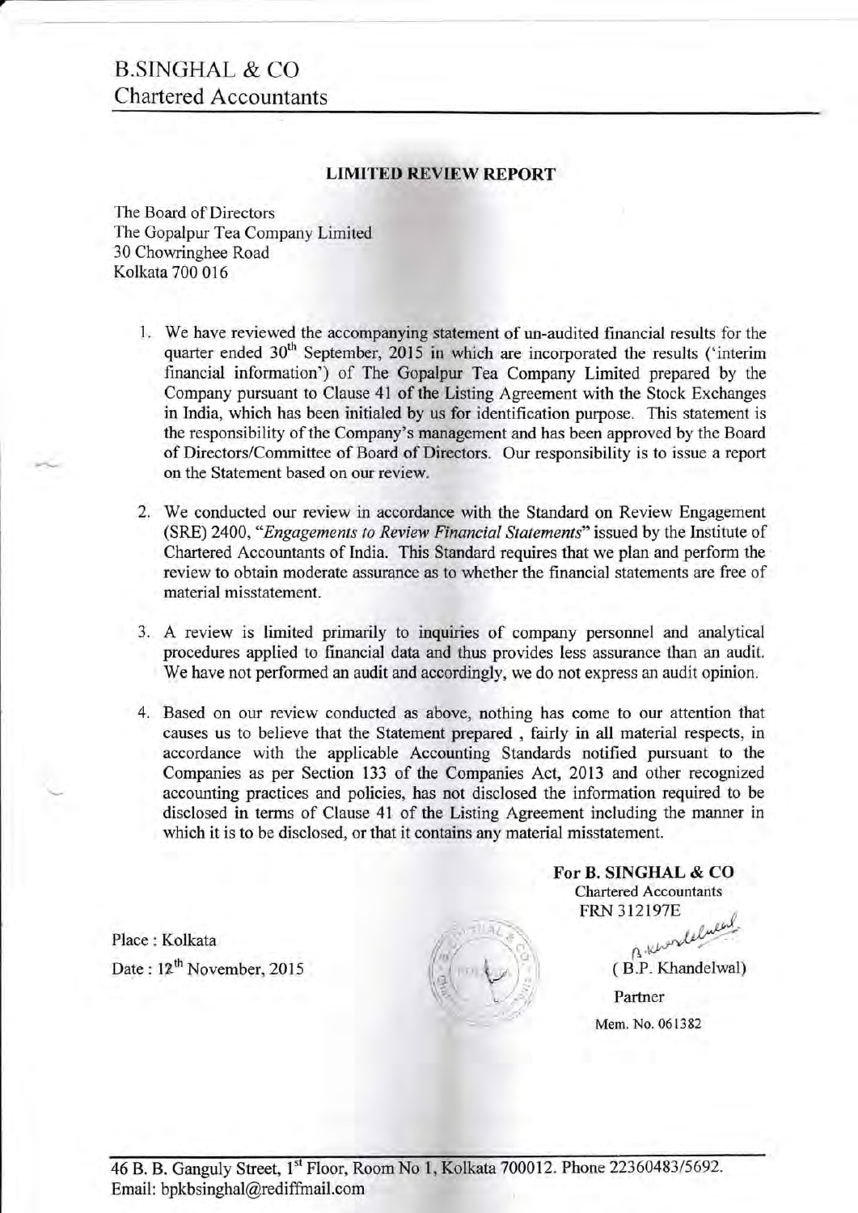# B.SINGHAL & CO
## Chartered Accountants

### LIMITED REVIEW REPORT

The Board of Directors
The Gopalpur Tea Company Limited
30 Chowringhee Road
Kolkata 700 016

1. We have reviewed the accompanying statement of un-audited financial results for the quarter ended 30th September, 2015 in which are incorporated the results ('interim financial information') of The Gopalpur Tea Company Limited prepared by the Company pursuant to Clause 41 of the Listing Agreement with the Stock Exchanges in India, which has been initialed by us for identification purpose. This statement is the responsibility of the Company's management and has been approved by the Board of Directors/Committee of Board of Directors. Our responsibility is to issue a report on the Statement based on our review.

2. We conducted our review in accordance with the Standard on Review Engagement (SRE) 2400, "*Engagements to Review Financial Statements*" issued by the Institute of Chartered Accountants of India. This Standard requires that we plan and perform the review to obtain moderate assurance as to whether the financial statements are free of material misstatement.

3. A review is limited primarily to inquiries of company personnel and analytical procedures applied to financial data and thus provides less assurance than an audit. We have not performed an audit and accordingly, we do not express an audit opinion.

4. Based on our review conducted as above, nothing has come to our attention that causes us to believe that the Statement prepared , fairly in all material respects, in accordance with the applicable Accounting Standards notified pursuant to the Companies as per Section 133 of the Companies Act, 2013 and other recognized accounting practices and policies, has not disclosed the information required to be disclosed in terms of Clause 41 of the Listing Agreement including the manner in which it is to be disclosed, or that it contains any material misstatement.

**For B. SINGHAL & CO**
Chartered Accountants
FRN 312197E

( B.P. Khandelwal)
Partner
Mem. No. 061382

Place : Kolkata
Date : 12th November, 2015

46 B. B. Ganguly Street, 1st Floor, Room No 1, Kolkata 700012. Phone 22360483/5692.
Email: bpkbsinghal@rediffmail.com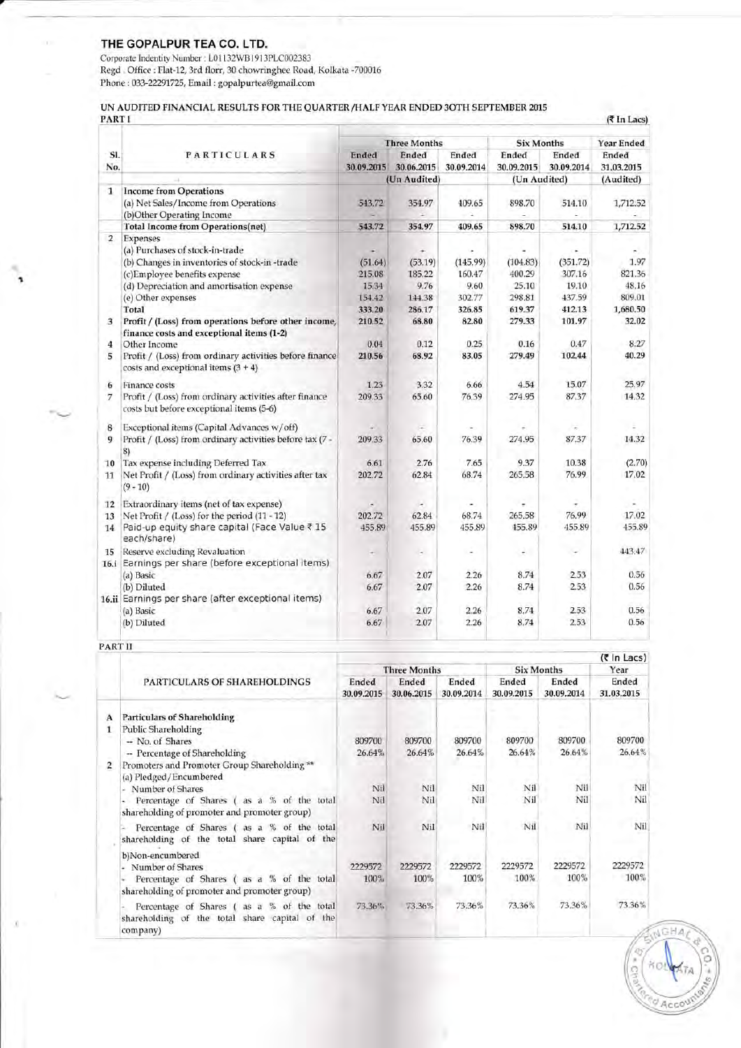## THE GOPALPUR TEA CO. LTD.

Corporate Indentity Number : L01132WB1913PLC002383
Regd . Office : Flat-12, 3rd florr, 30 chowringhee Road, Kolkata -700016
Phone : 033-22291725, Email : gopalpurtea@gmail.com

### UN AUDITED FINANCIAL RESULTS FOR THE QUARTER /HALF YEAR ENDED 30TH SEPTEMBER 2015

PART I

(₹ In Lacs)

| Sl. No. | PARTICULARS | Three Months | | | Six Months | | Year Ended |
|---|---|---|---|---|---|---|---|
| | | Ended 30.09.2015 | Ended 30.06.2015 | Ended 30.09.2014 | Ended 30.09.2015 | Ended 30.09.2014 | Ended 31.03.2015 |
| | | | (Un Audited) | | (Un Audited) | | (Audited) |
| 1 | **Income from Operations** | | | | | | |
| | (a) Net Sales/Income from Operations | 543.72 | 354.97 | 409.65 | 898.70 | 514.10 | 1,712.52 |
| | (b)Other Operating Income | - | - | - | - | - | - |
| | **Total Income from Operations(net)** | 543.72 | 354.97 | 409.65 | 898.70 | 514.10 | 1,712.52 |
| 2 | Expenses | | | | | | |
| | (a) Purchases of stock-in-trade | - | - | - | - | - | - |
| | (b) Changes in inventories of stock-in -trade | (51.64) | (53.19) | (145.99) | (104.83) | (351.72) | 1.97 |
| | (c)Employee benefits expense | 215.08 | 185.22 | 160.47 | 400.29 | 307.16 | 821.36 |
| | (d) Depreciation and amortisation expense | 15.34 | 9.76 | 9.60 | 25.10 | 19.10 | 48.16 |
| | (e) Other expenses | 154.42 | 144.38 | 302.77 | 298.81 | 437.59 | 809.01 |
| | Total | 333.20 | 286.17 | 326.85 | 619.37 | 412.13 | 1,680.50 |
| 3 | **Profit / (Loss) from operations before other income, finance costs and exceptional items (1-2)** | 210.52 | 68.80 | 82.80 | 279.33 | 101.97 | 32.02 |
| 4 | Other Income | 0.04 | 0.12 | 0.25 | 0.16 | 0.47 | 8.27 |
| 5 | Profit / (Loss) from ordinary activities before finance costs and exceptional items (3 + 4) | 210.56 | 68.92 | 83.05 | 279.49 | 102.44 | 40.29 |
| 6 | Finance costs | 1.23 | 3.32 | 6.66 | 4.54 | 15.07 | 25.97 |
| 7 | Profit / (Loss) from ordinary activities after finance costs but before exceptional items (5-6) | 209.33 | 65.60 | 76.39 | 274.95 | 87.37 | 14.32 |
| 8 | Exceptional items (Capital Advances w/off) | - | - | - | - | - | - |
| 9 | Profit / (Loss) from ordinary activities before tax (7 - 8) | 209.33 | 65.60 | 76.39 | 274.95 | 87.37 | 14.32 |
| 10 | Tax expense including Deferred Tax | 6.61 | 2.76 | 7.65 | 9.37 | 10.38 | (2.70) |
| 11 | Net Profit / (Loss) from ordinary activities after tax (9 - 10) | 202.72 | 62.84 | 68.74 | 265.58 | 76.99 | 17.02 |
| 12 | Extraordinary items (net of tax expense) | - | - | - | - | - | - |
| 13 | Net Profit / (Loss) for the period (11 - 12) | 202.72 | 62.84 | 68.74 | 265.58 | 76.99 | 17.02 |
| 14 | Paid-up equity share capital (Face Value ₹ 15 each/share) | 455.89 | 455.89 | 455.89 | 455.89 | 455.89 | 455.89 |
| 15 | Reserve excluding Revaluation | - | - | - | - | - | 443.47 |
| 16.i | Earnings per share (before exceptional items) | | | | | | |
| | (a) Basic | 6.67 | 2.07 | 2.26 | 8.74 | 2.53 | 0.56 |
| | (b) Diluted | 6.67 | 2.07 | 2.26 | 8.74 | 2.53 | 0.56 |
| 16.ii | Earnings per share (after exceptional items) | | | | | | |
| | (a) Basic | 6.67 | 2.07 | 2.26 | 8.74 | 2.53 | 0.56 |
| | (b) Diluted | 6.67 | 2.07 | 2.26 | 8.74 | 2.53 | 0.56 |

PART II

(₹ In Lacs)

| | PARTICULARS OF SHAREHOLDINGS | Three Months | | | Six Months | | Year |
|---|---|---|---|---|---|---|---|
| | | Ended 30.09.2015 | Ended 30.06.2015 | Ended 30.09.2014 | Ended 30.09.2015 | Ended 30.09.2014 | Ended 31.03.2015 |
| A | Particulars of Shareholding | | | | | | |
| 1 | Public Shareholding | | | | | | |
| | -- No. of Shares | 809700 | 809700 | 809700 | 809700 | 809700 | 809700 |
| | -- Percentage of Shareholding | 26.64% | 26.64% | 26.64% | 26.64% | 26.64% | 26.64% |
| 2 | Promoters and Promoter Group Shareholding ** | | | | | | |
| | (a) Pledged/Encumbered | | | | | | |
| | - Number of Shares | Nil | Nil | Nil | Nil | Nil | Nil |
| | - Percentage of Shares ( as a % of the total shareholding of promoter and promoter group) | Nil | Nil | Nil | Nil | Nil | Nil |
| | - Percentage of Shares ( as a % of the total shareholding of the total share capital of the | Nil | Nil | Nil | Nil | Nil | Nil |
| | b)Non-encumbered | | | | | | |
| | - Number of Shares | 2229572 | 2229572 | 2229572 | 2229572 | 2229572 | 2229572 |
| | - Percentage of Shares ( as a % of the total shareholding of promoter and promoter group) | 100% | 100% | 100% | 100% | 100% | 100% |
| | - Percentage of Shares ( as a % of the total shareholding of the total share capital of the company) | 73.36% | 73.36% | 73.36% | 73.36% | 73.36% | 73.36% |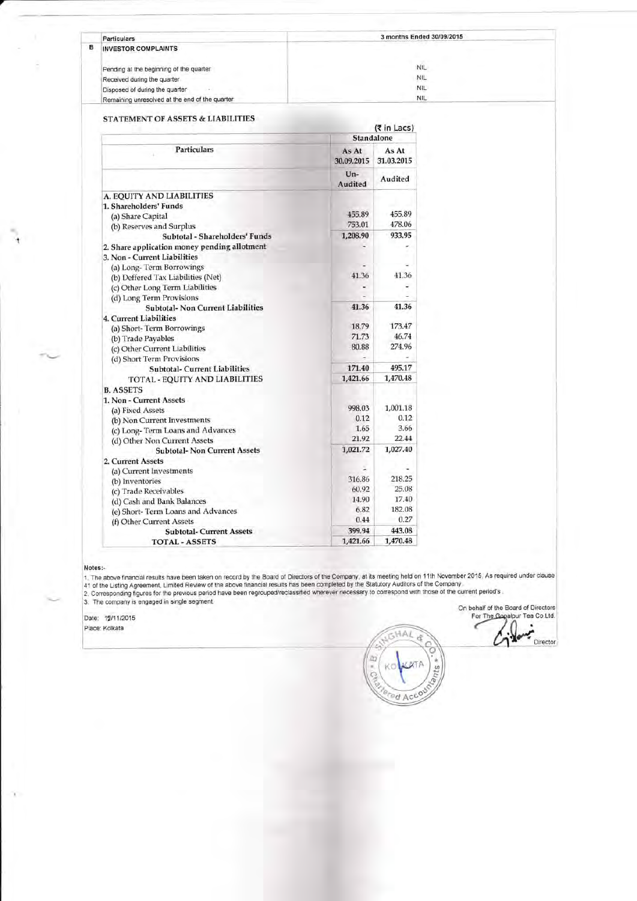| | Particulars | 3 months Ended 30/09/2015 |
|---|---|---|
| B | INVESTOR COMPLAINTS | |
| | Pending at the beginning of the quarter | NIL |
| | Received during the quarter | NIL |
| | Disposed of during the quarter | NIL |
| | Remaining unresolved at the end of the quarter | NIL |

## STATEMENT OF ASSETS & LIABILITIES

(₹ in Lacs)

| Particulars | Standalone | |
|---|---|---|
| | As At 30.09.2015 | As At 31.03.2015 |
| | Un-Audited | Audited |
| **A. EQUITY AND LIABILITIES** | | |
| **1. Shareholders' Funds** | | |
| (a) Share Capital | 455.89 | 455.89 |
| (b) Reserves and Surplus | 753.01 | 478.06 |
| Subtotal - Shareholders' Funds | 1,208.90 | 933.95 |
| **2. Share application money pending allotment** | - | - |
| **3. Non - Current Liabilities** | | |
| (a) Long- Term Borrowings | - | - |
| (b) Deffered Tax Liabilities (Net) | 41.36 | 41.36 |
| (c) Other Long Term Liabilities | - | - |
| (d) Long Term Provisions | - | - |
| Subtotal- Non Current Liabilities | 41.36 | 41.36 |
| **4. Current Liabilities** | | |
| (a) Short- Term Borrowings | 18.79 | 173.47 |
| (b) Trade Payables | 71.73 | 46.74 |
| (c) Other Current Liabilities | 80.88 | 274.96 |
| (d) Short Term Provisions | - | - |
| Subtotal- Current Liabilities | 171.40 | 495.17 |
| TOTAL - EQUITY AND LIABILITIES | 1,421.66 | 1,470.48 |
| **B. ASSETS** | | |
| **1. Non - Current Assets** | | |
| (a) Fixed Assets | 998.03 | 1,001.18 |
| (b) Non Current Investments | 0.12 | 0.12 |
| (c) Long- Term Loans and Advances | 1.65 | 3.66 |
| (d) Other Non Current Assets | 21.92 | 22.44 |
| Subtotal- Non Current Assets | 1,021.72 | 1,027.40 |
| **2. Current Assets** | | |
| (a) Current Investments | - | - |
| (b) Inventories | 316.86 | 218.25 |
| (c) Trade Receivables | 60.92 | 25.08 |
| (d) Cash and Bank Balances | 14.90 | 17.40 |
| (e) Short- Term Loans and Advances | 6.82 | 182.08 |
| (f) Other Current Assets | 0.44 | 0.27 |
| Subtotal- Current Assets | 399.94 | 443.08 |
| TOTAL - ASSETS | 1,421.66 | 1,470.48 |

Notes:-

1. The above financial results have been taken on record by the Board of Directors of the Company, at its meeting held on 11th November 2015. As required under clause 41 of the Listing Agreement, Limited Review of the above financial results has been completed by the Statutory Auditors of the Company.
2. Corresponding figures for the previous period have been regrouped/reclassified wherever necessary to correspond with those of the current period's.
3. The company is engaged in single segment.

Date: 12/11/2015

Place: Kolkata

On behalf of the Board of Directors
For The Gopalpur Tea Co.Ltd.

Director